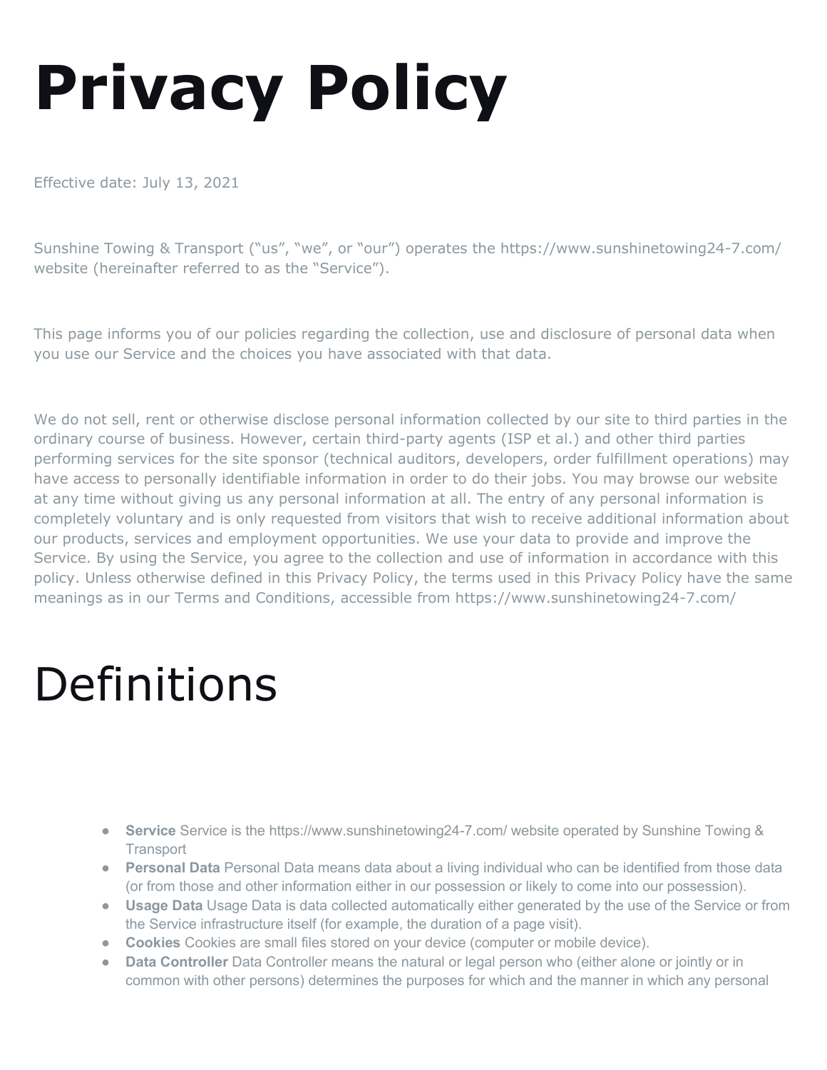# Privacy Policy

Effective date: July 13, 2021

Sunshine Towing & Transport ("us", "we", or "our") operates the https://www.sunshinetowing24-7.com/ website (hereinafter referred to as the "Service").

This page informs you of our policies regarding the collection, use and disclosure of personal data when you use our Service and the choices you have associated with that data.

We do not sell, rent or otherwise disclose personal information collected by our site to third parties in the ordinary course of business. However, certain third-party agents (ISP et al.) and other third parties performing services for the site sponsor (technical auditors, developers, order fulfillment operations) may have access to personally identifiable information in order to do their jobs. You may browse our website at any time without giving us any personal information at all. The entry of any personal information is completely voluntary and is only requested from visitors that wish to receive additional information about our products, services and employment opportunities. We use your data to provide and improve the Service. By using the Service, you agree to the collection and use of information in accordance with this policy. Unless otherwise defined in this Privacy Policy, the terms used in this Privacy Policy have the same meanings as in our Terms and Conditions, accessible from https://www.sunshinetowing24-7.com/

## Definitions

- **Service** Service is the https://www.sunshinetowing24-7.com/ website operated by Sunshine Towing & Transport
- **Personal Data** Personal Data means data about a living individual who can be identified from those data (or from those and other information either in our possession or likely to come into our possession).
- **Usage Data** Usage Data is data collected automatically either generated by the use of the Service or from the Service infrastructure itself (for example, the duration of a page visit).
- **Cookies** Cookies are small files stored on your device (computer or mobile device).
- **Data Controller** Data Controller means the natural or legal person who (either alone or jointly or in common with other persons) determines the purposes for which and the manner in which any personal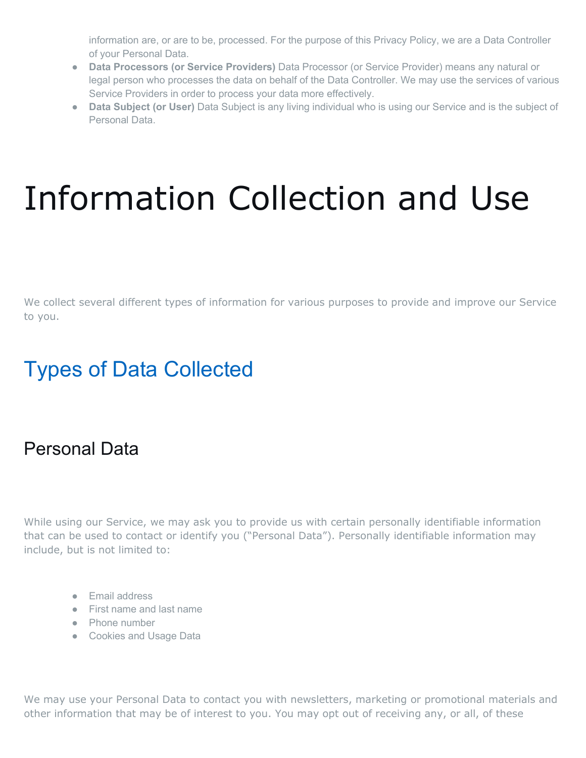information are, or are to be, processed. For the purpose of this Privacy Policy, we are a Data Controller of your Personal Data.

- **Data Processors (or Service Providers)** Data Processor (or Service Provider) means any natural or legal person who processes the data on behalf of the Data Controller. We may use the services of various Service Providers in order to process your data more effectively.
- **Data Subject (or User)** Data Subject is any living individual who is using our Service and is the subject of Personal Data.

# Information Collection and Use

We collect several different types of information for various purposes to provide and improve our Service to you.

## Types of Data Collected

### Personal Data

While using our Service, we may ask you to provide us with certain personally identifiable information that can be used to contact or identify you ("Personal Data"). Personally identifiable information may include, but is not limited to:

- Email address
- First name and last name
- Phone number
- Cookies and Usage Data

We may use your Personal Data to contact you with newsletters, marketing or promotional materials and other information that may be of interest to you. You may opt out of receiving any, or all, of these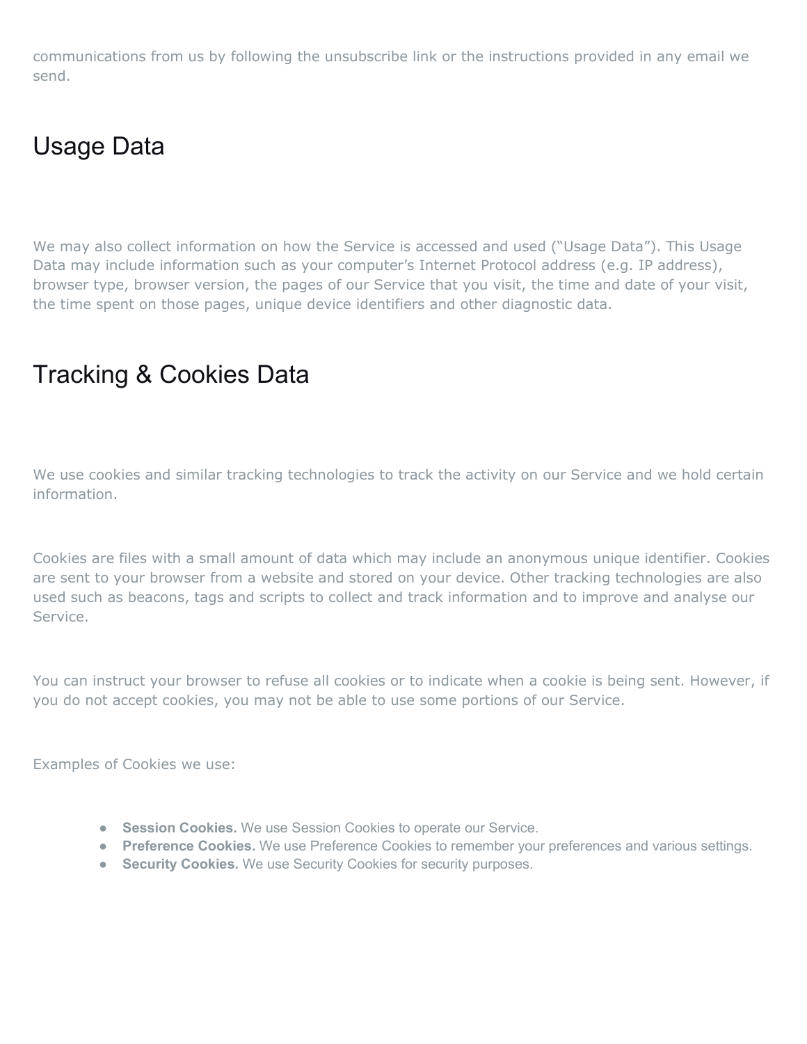communications from us by following the unsubscribe link or the instructions provided in any email we send.

## Usage Data

We may also collect information on how the Service is accessed and used ("Usage Data"). This Usage Data may include information such as your computer's Internet Protocol address (e.g. IP address), browser type, browser version, the pages of our Service that you visit, the time and date of your visit, the time spent on those pages, unique device identifiers and other diagnostic data.

## Tracking & Cookies Data

We use cookies and similar tracking technologies to track the activity on our Service and we hold certain information.

Cookies are files with a small amount of data which may include an anonymous unique identifier. Cookies are sent to your browser from a website and stored on your device. Other tracking technologies are also used such as beacons, tags and scripts to collect and track information and to improve and analyse our Service.

You can instruct your browser to refuse all cookies or to indicate when a cookie is being sent. However, if you do not accept cookies, you may not be able to use some portions of our Service.

Examples of Cookies we use:

- **Session Cookies.** We use Session Cookies to operate our Service.
- **Preference Cookies.** We use Preference Cookies to remember your preferences and various settings.
- **Security Cookies.** We use Security Cookies for security purposes.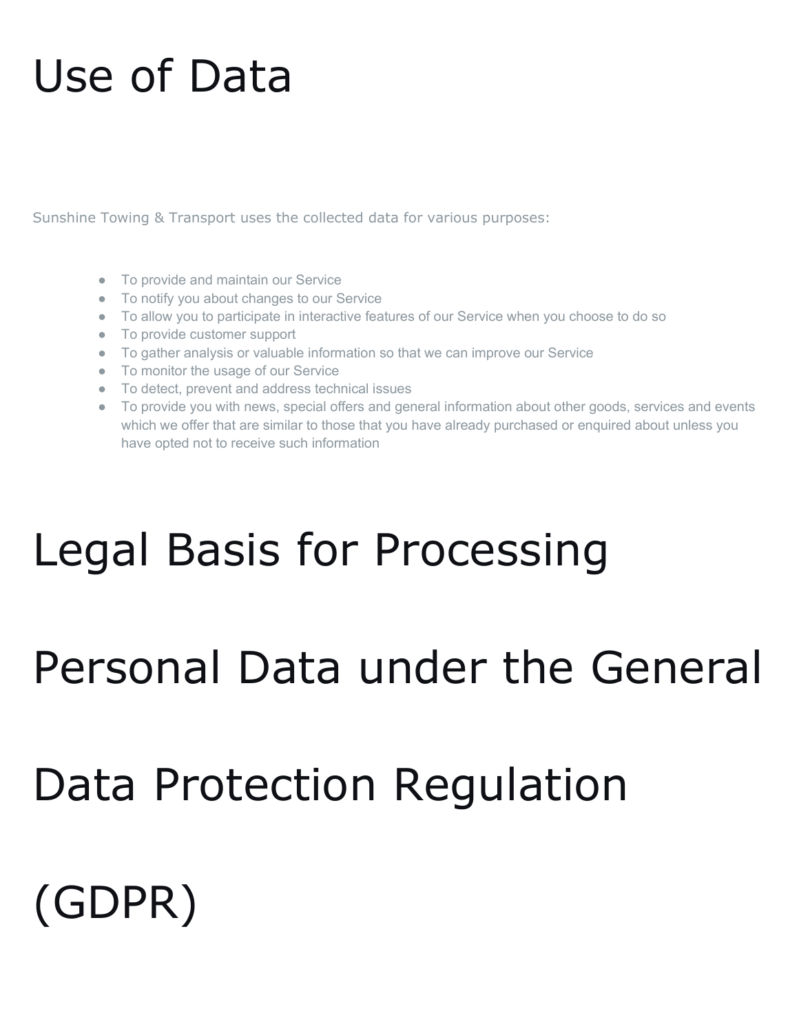# Use of Data

Sunshine Towing & Transport uses the collected data for various purposes:

- To provide and maintain our Service
- To notify you about changes to our Service
- To allow you to participate in interactive features of our Service when you choose to do so
- To provide customer support
- To gather analysis or valuable information so that we can improve our Service
- To monitor the usage of our Service
- To detect, prevent and address technical issues
- To provide you with news, special offers and general information about other goods, services and events which we offer that are similar to those that you have already purchased or enquired about unless you have opted not to receive such information

# Legal Basis for Processing Personal Data under the General Data Protection Regulation (GDPR)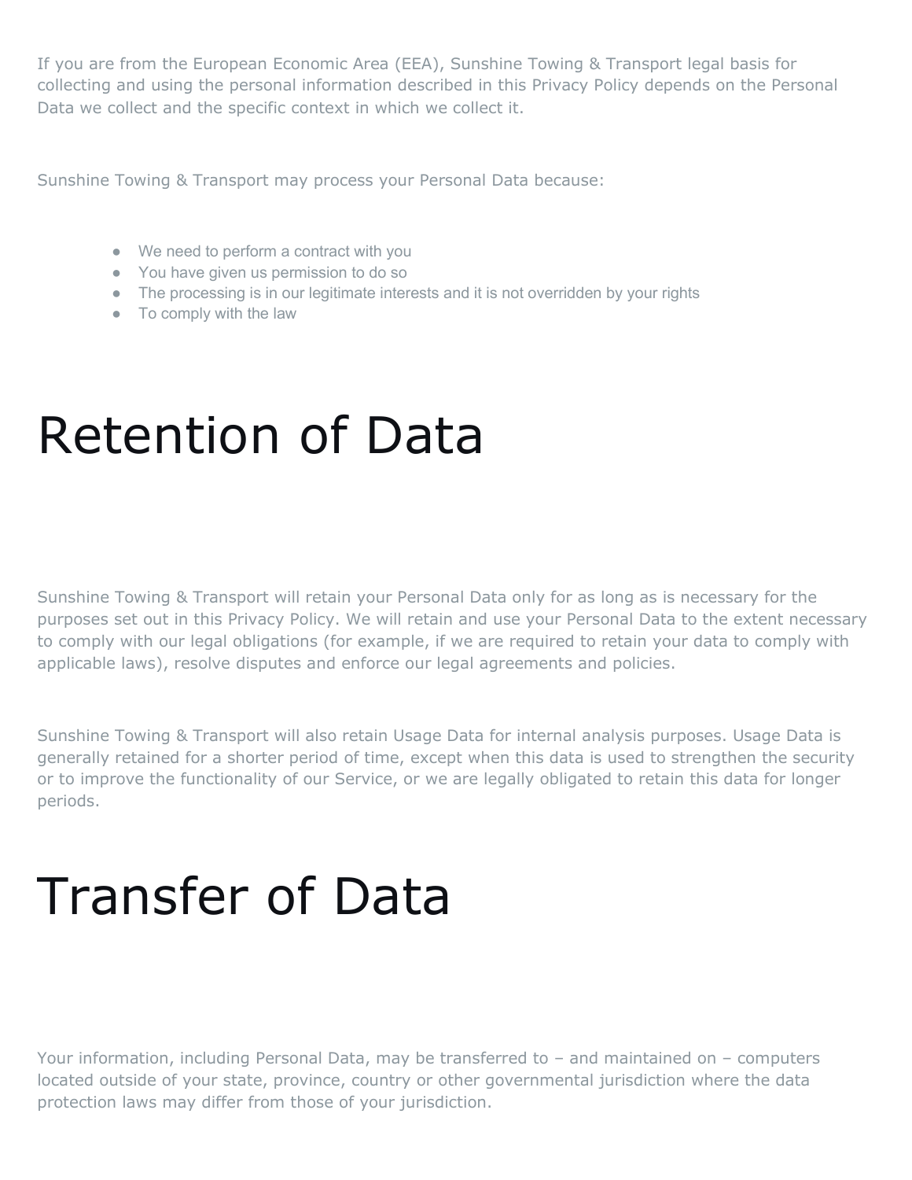If you are from the European Economic Area (EEA), Sunshine Towing & Transport legal basis for collecting and using the personal information described in this Privacy Policy depends on the Personal Data we collect and the specific context in which we collect it.

Sunshine Towing & Transport may process your Personal Data because:

- We need to perform a contract with you
- You have given us permission to do so
- The processing is in our legitimate interests and it is not overridden by your rights
- To comply with the law

# Retention of Data

Sunshine Towing & Transport will retain your Personal Data only for as long as is necessary for the purposes set out in this Privacy Policy. We will retain and use your Personal Data to the extent necessary to comply with our legal obligations (for example, if we are required to retain your data to comply with applicable laws), resolve disputes and enforce our legal agreements and policies.

Sunshine Towing & Transport will also retain Usage Data for internal analysis purposes. Usage Data is generally retained for a shorter period of time, except when this data is used to strengthen the security or to improve the functionality of our Service, or we are legally obligated to retain this data for longer periods.

# Transfer of Data

Your information, including Personal Data, may be transferred to – and maintained on – computers located outside of your state, province, country or other governmental jurisdiction where the data protection laws may differ from those of your jurisdiction.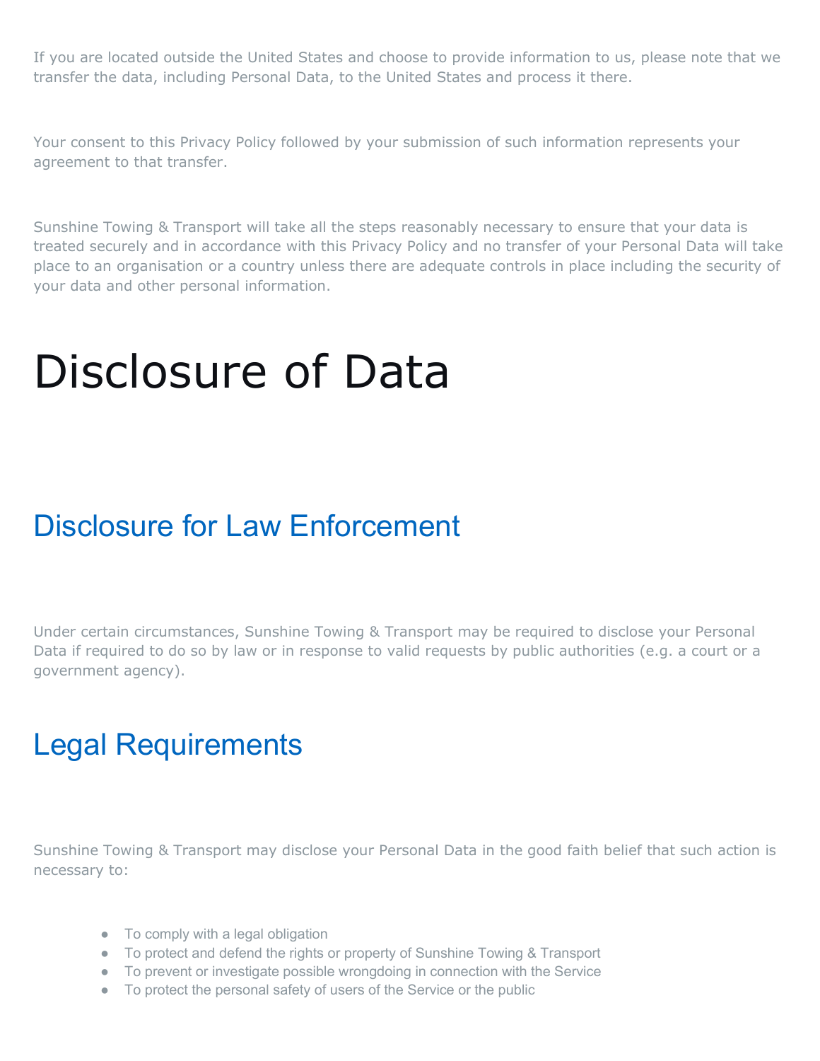If you are located outside the United States and choose to provide information to us, please note that we transfer the data, including Personal Data, to the United States and process it there.

Your consent to this Privacy Policy followed by your submission of such information represents your agreement to that transfer.

Sunshine Towing & Transport will take all the steps reasonably necessary to ensure that your data is treated securely and in accordance with this Privacy Policy and no transfer of your Personal Data will take place to an organisation or a country unless there are adequate controls in place including the security of your data and other personal information.

# Disclosure of Data

## Disclosure for Law Enforcement

Under certain circumstances, Sunshine Towing & Transport may be required to disclose your Personal Data if required to do so by law or in response to valid requests by public authorities (e.g. a court or a government agency).

## Legal Requirements

Sunshine Towing & Transport may disclose your Personal Data in the good faith belief that such action is necessary to:

- To comply with a legal obligation
- To protect and defend the rights or property of Sunshine Towing & Transport
- To prevent or investigate possible wrongdoing in connection with the Service
- To protect the personal safety of users of the Service or the public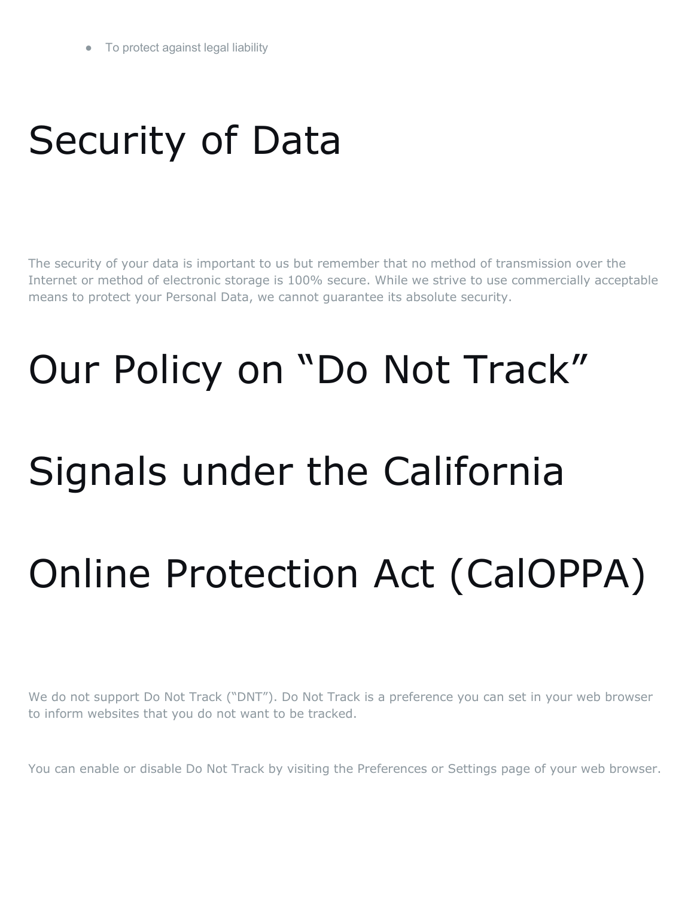- To protect against legal liability

# Security of Data

The security of your data is important to us but remember that no method of transmission over the Internet or method of electronic storage is 100% secure. While we strive to use commercially acceptable means to protect your Personal Data, we cannot guarantee its absolute security.

# Our Policy on “Do Not Track” Signals under the California Online Protection Act (CalOPPA)

We do not support Do Not Track (“DNT”). Do Not Track is a preference you can set in your web browser to inform websites that you do not want to be tracked.

You can enable or disable Do Not Track by visiting the Preferences or Settings page of your web browser.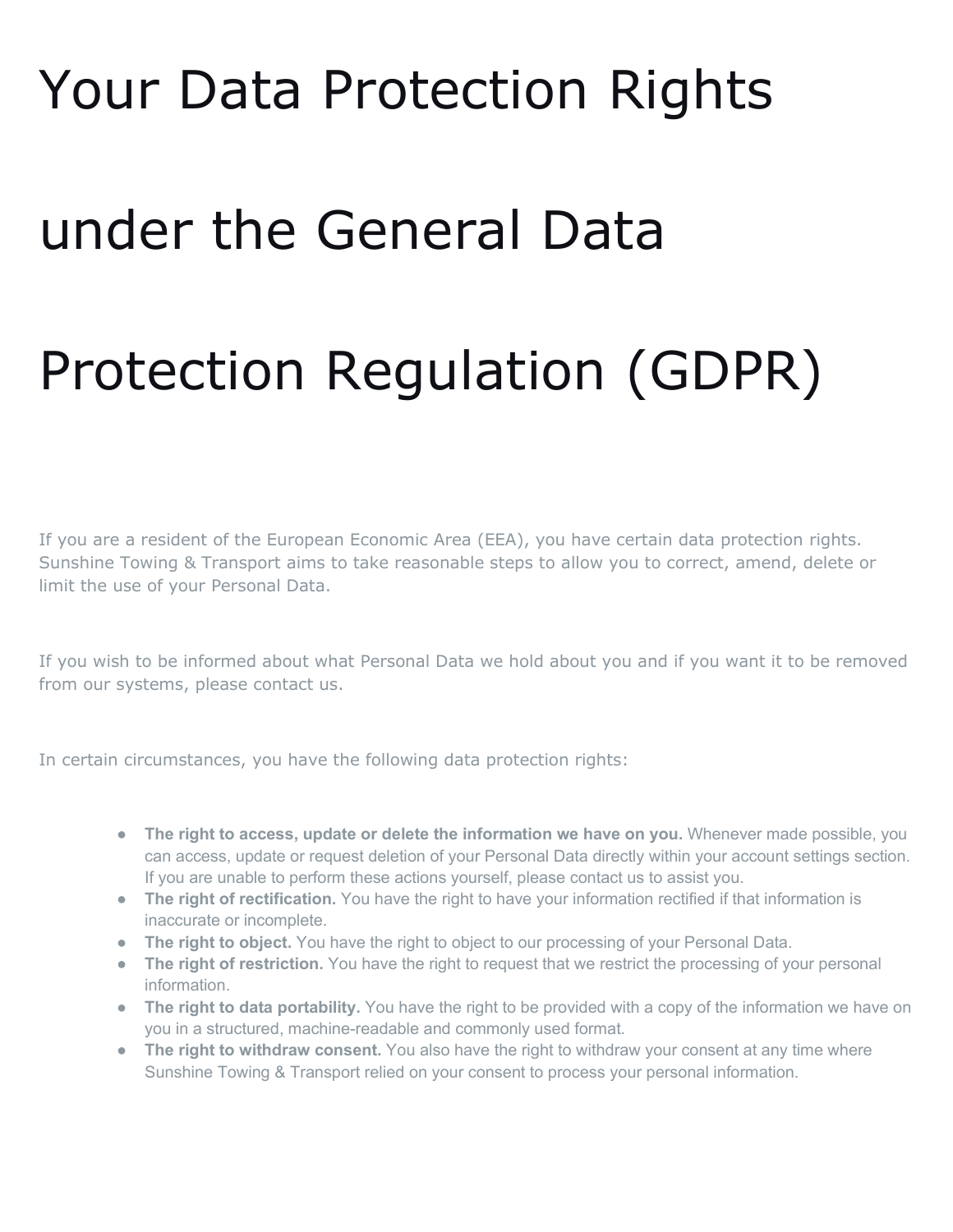# Your Data Protection Rights under the General Data Protection Regulation (GDPR)

If you are a resident of the European Economic Area (EEA), you have certain data protection rights. Sunshine Towing & Transport aims to take reasonable steps to allow you to correct, amend, delete or limit the use of your Personal Data.

If you wish to be informed about what Personal Data we hold about you and if you want it to be removed from our systems, please contact us.

In certain circumstances, you have the following data protection rights:

- **The right to access, update or delete the information we have on you.** Whenever made possible, you can access, update or request deletion of your Personal Data directly within your account settings section. If you are unable to perform these actions yourself, please contact us to assist you.
- **The right of rectification.** You have the right to have your information rectified if that information is inaccurate or incomplete.
- **The right to object.** You have the right to object to our processing of your Personal Data.
- **The right of restriction.** You have the right to request that we restrict the processing of your personal information.
- **The right to data portability.** You have the right to be provided with a copy of the information we have on you in a structured, machine-readable and commonly used format.
- **The right to withdraw consent.** You also have the right to withdraw your consent at any time where Sunshine Towing & Transport relied on your consent to process your personal information.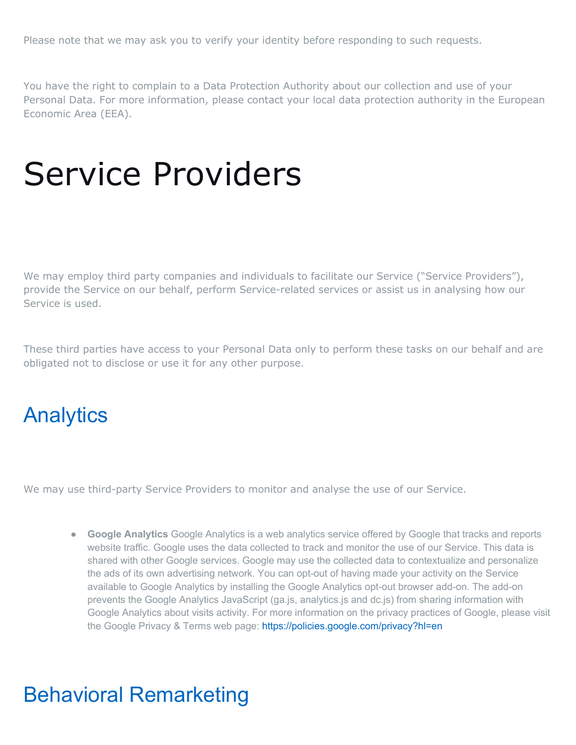Please note that we may ask you to verify your identity before responding to such requests.

You have the right to complain to a Data Protection Authority about our collection and use of your Personal Data. For more information, please contact your local data protection authority in the European Economic Area (EEA).

# Service Providers

We may employ third party companies and individuals to facilitate our Service ("Service Providers"), provide the Service on our behalf, perform Service-related services or assist us in analysing how our Service is used.

These third parties have access to your Personal Data only to perform these tasks on our behalf and are obligated not to disclose or use it for any other purpose.

## Analytics

We may use third-party Service Providers to monitor and analyse the use of our Service.

- **Google Analytics** Google Analytics is a web analytics service offered by Google that tracks and reports website traffic. Google uses the data collected to track and monitor the use of our Service. This data is shared with other Google services. Google may use the collected data to contextualize and personalize the ads of its own advertising network. You can opt-out of having made your activity on the Service available to Google Analytics by installing the Google Analytics opt-out browser add-on. The add-on prevents the Google Analytics JavaScript (ga.js, analytics.js and dc.js) from sharing information with Google Analytics about visits activity. For more information on the privacy practices of Google, please visit the Google Privacy & Terms web page: https://policies.google.com/privacy?hl=en

## Behavioral Remarketing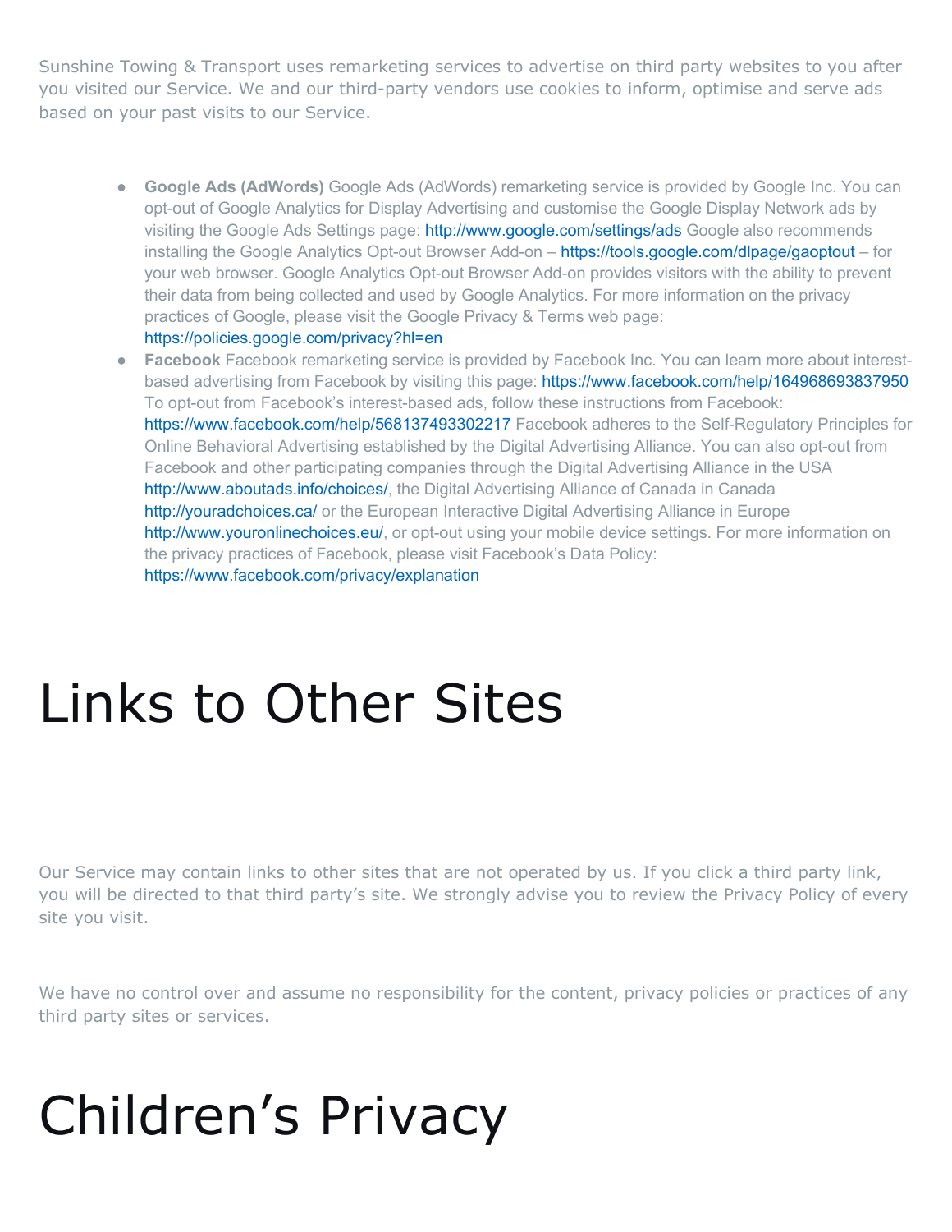Sunshine Towing & Transport uses remarketing services to advertise on third party websites to you after you visited our Service. We and our third-party vendors use cookies to inform, optimise and serve ads based on your past visits to our Service.

- **Google Ads (AdWords)** Google Ads (AdWords) remarketing service is provided by Google Inc. You can opt-out of Google Analytics for Display Advertising and customise the Google Display Network ads by visiting the Google Ads Settings page: http://www.google.com/settings/ads Google also recommends installing the Google Analytics Opt-out Browser Add-on – https://tools.google.com/dlpage/gaoptout – for your web browser. Google Analytics Opt-out Browser Add-on provides visitors with the ability to prevent their data from being collected and used by Google Analytics. For more information on the privacy practices of Google, please visit the Google Privacy & Terms web page: https://policies.google.com/privacy?hl=en
- **Facebook** Facebook remarketing service is provided by Facebook Inc. You can learn more about interest-based advertising from Facebook by visiting this page: https://www.facebook.com/help/164968693837950 To opt-out from Facebook's interest-based ads, follow these instructions from Facebook: https://www.facebook.com/help/568137493302217 Facebook adheres to the Self-Regulatory Principles for Online Behavioral Advertising established by the Digital Advertising Alliance. You can also opt-out from Facebook and other participating companies through the Digital Advertising Alliance in the USA http://www.aboutads.info/choices/, the Digital Advertising Alliance of Canada in Canada http://youradchoices.ca/ or the European Interactive Digital Advertising Alliance in Europe http://www.youronlinechoices.eu/, or opt-out using your mobile device settings. For more information on the privacy practices of Facebook, please visit Facebook's Data Policy: https://www.facebook.com/privacy/explanation

# Links to Other Sites

Our Service may contain links to other sites that are not operated by us. If you click a third party link, you will be directed to that third party's site. We strongly advise you to review the Privacy Policy of every site you visit.

We have no control over and assume no responsibility for the content, privacy policies or practices of any third party sites or services.

# Children's Privacy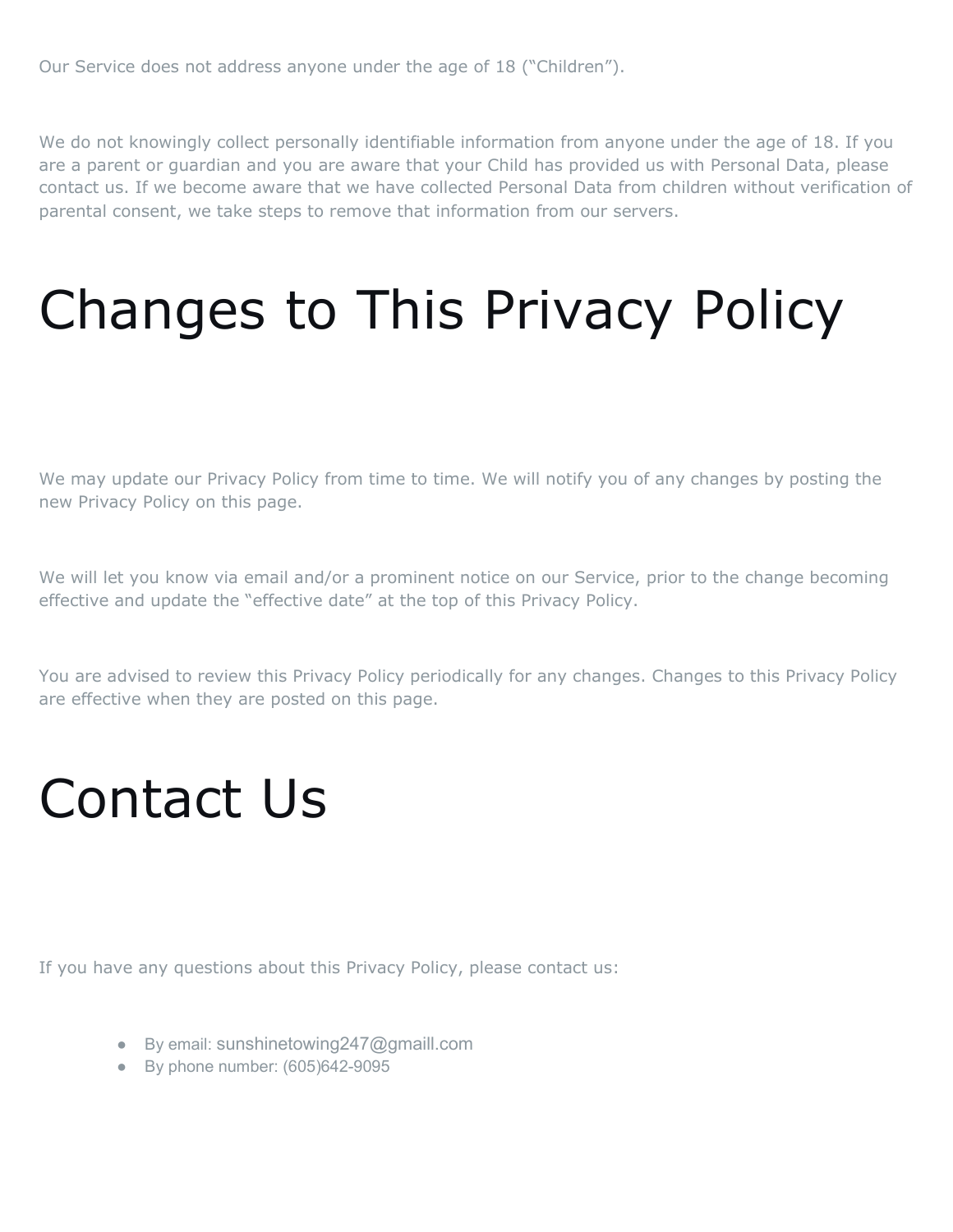Our Service does not address anyone under the age of 18 (“Children”).

We do not knowingly collect personally identifiable information from anyone under the age of 18. If you are a parent or guardian and you are aware that your Child has provided us with Personal Data, please contact us. If we become aware that we have collected Personal Data from children without verification of parental consent, we take steps to remove that information from our servers.

# Changes to This Privacy Policy

We may update our Privacy Policy from time to time. We will notify you of any changes by posting the new Privacy Policy on this page.

We will let you know via email and/or a prominent notice on our Service, prior to the change becoming effective and update the “effective date” at the top of this Privacy Policy.

You are advised to review this Privacy Policy periodically for any changes. Changes to this Privacy Policy are effective when they are posted on this page.

# Contact Us

If you have any questions about this Privacy Policy, please contact us:

- By email: sunshinetowing247@gmaill.com
- By phone number: (605)642-9095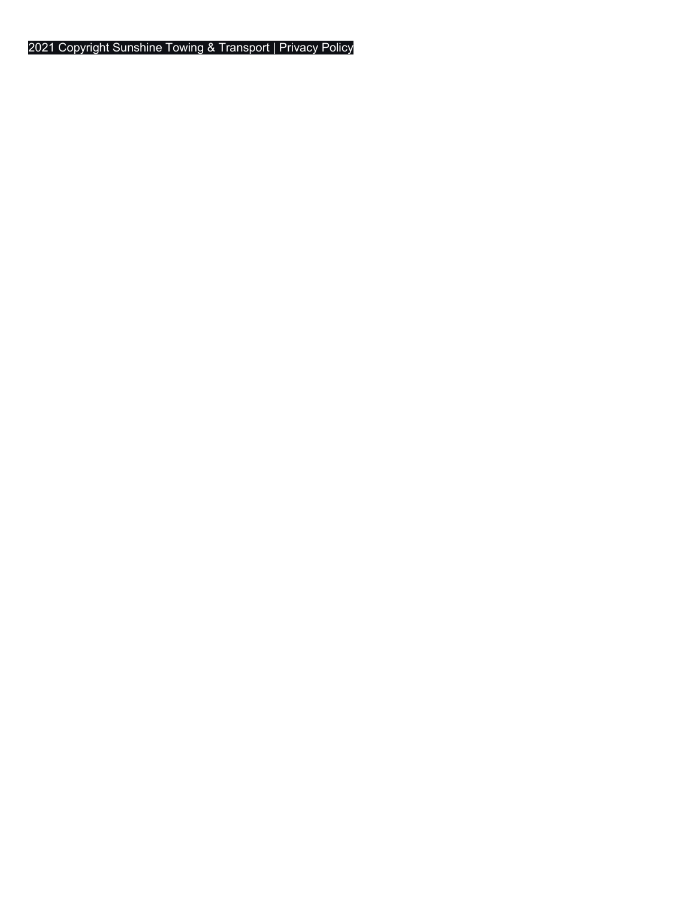2021 Copyright Sunshine Towing & Transport | Privacy Policy